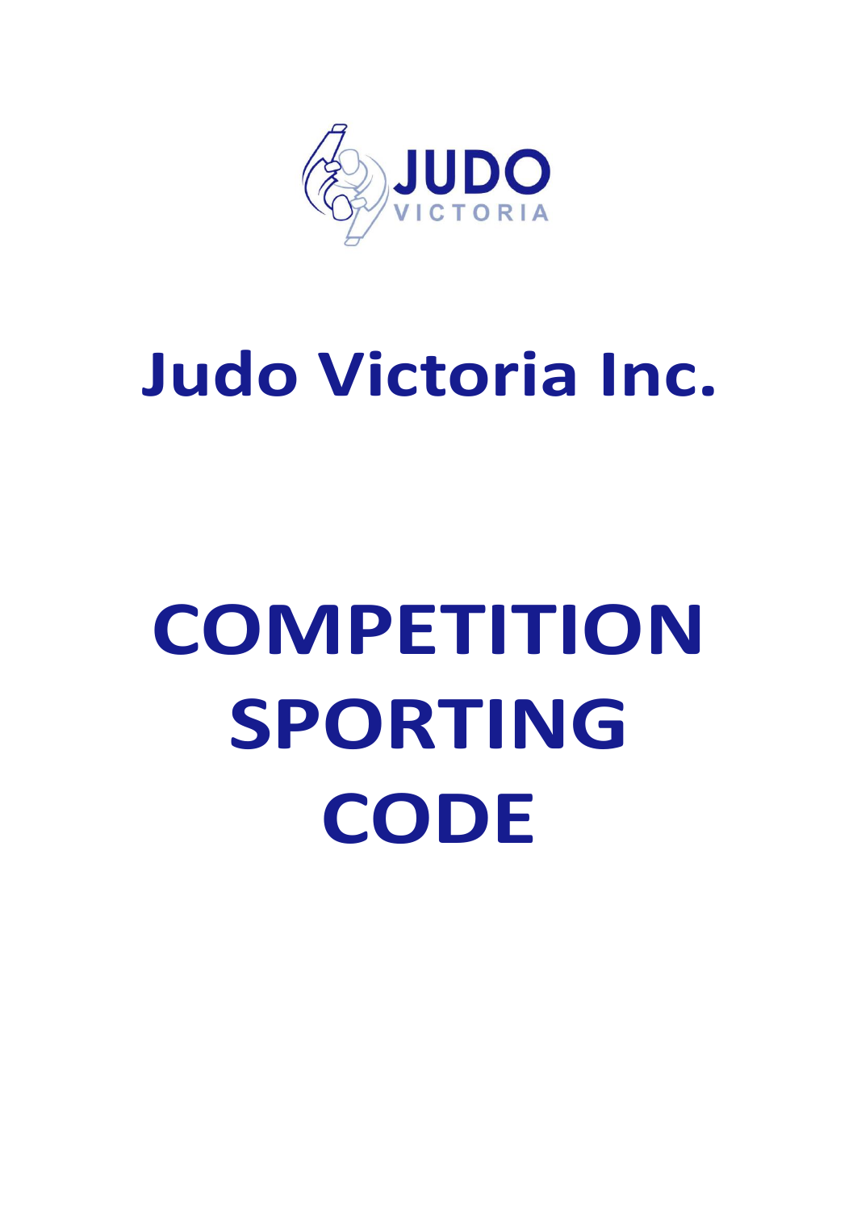# Judo Victoria Inc.

# COMPETITION SPORTING CODE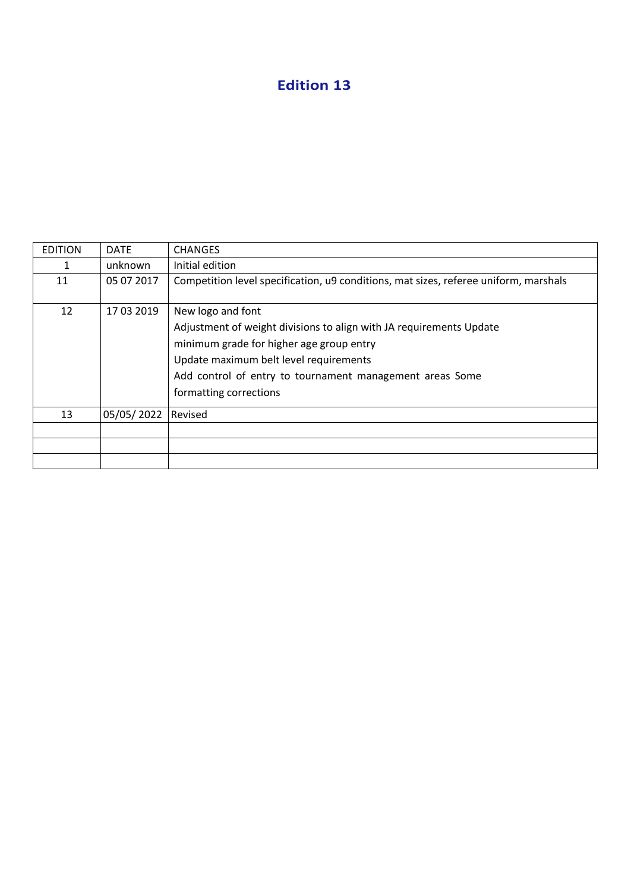# Edition 13

| EDITION | DATE | CHANGES |
|---|---|---|
| 1 | unknown | Initial edition |
| 11 | 05 07 2017 | Competition level specification, u9 conditions, mat sizes, referee uniform, marshals |
| 12 | 17 03 2019 | New logo and font<br>Adjustment of weight divisions to align with JA requirements Update minimum grade for higher age group entry<br>Update maximum belt level requirements<br>Add control of entry to tournament management areas Some formatting corrections |
| 13 | 05/05/ 2022 | Revised |
| | | |
| | | |
| | | |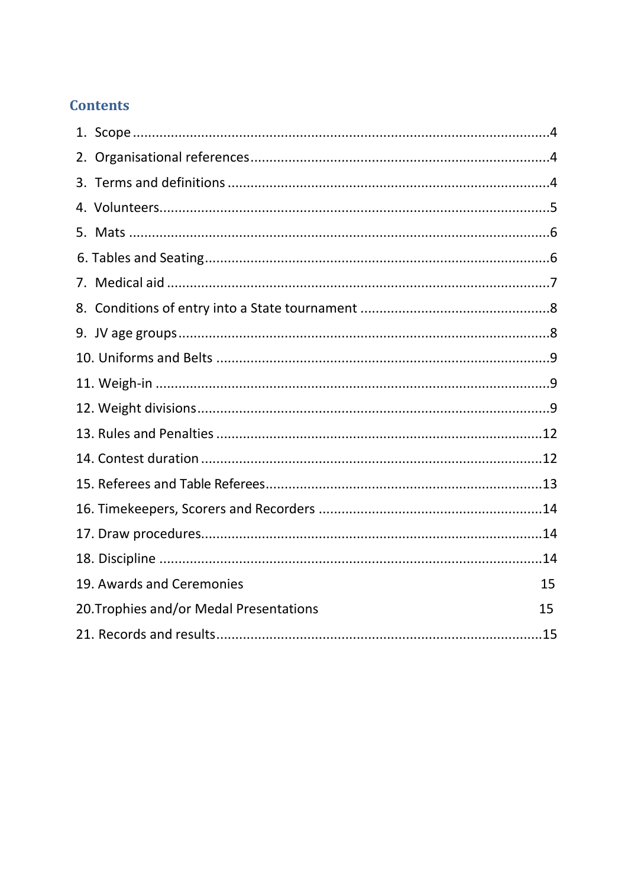## Contents

1. Scope ....................................................................................................4
2. Organisational references ...................................................................4
3. Terms and definitions .........................................................................4
4. Volunteers ..........................................................................................5
5. Mats ....................................................................................................6
6. Tables and Seating ..............................................................................6
7. Medical aid .........................................................................................7
8. Conditions of entry into a State tournament .......................................8
9. JV age groups ......................................................................................8
10. Uniforms and Belts ............................................................................9
11. Weigh-in ...........................................................................................9
12. Weight divisions ...............................................................................9
13. Rules and Penalties ..........................................................................12
14. Contest duration ..............................................................................12
15. Referees and Table Referees ............................................................13
16. Timekeepers, Scorers and Recorders ...............................................14
17. Draw procedures ..............................................................................14
18. Discipline .........................................................................................14
19. Awards and Ceremonies 15
20. Trophies and/or Medal Presentations 15
21. Records and results .........................................................................15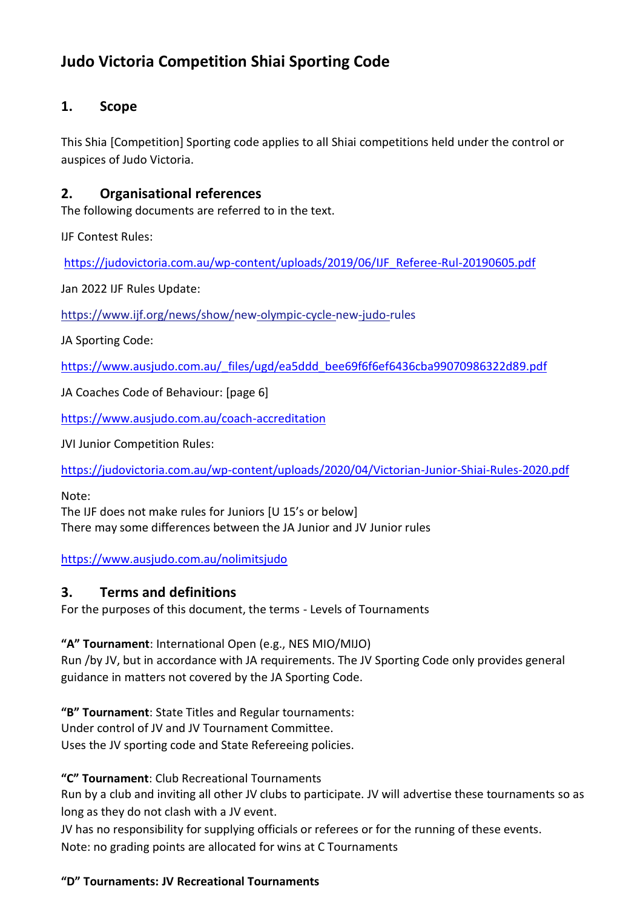# Judo Victoria Competition Shiai Sporting Code

## 1. Scope

This Shia [Competition] Sporting code applies to all Shiai competitions held under the control or auspices of Judo Victoria.

## 2. Organisational references

The following documents are referred to in the text.

IJF Contest Rules:

https://judovictoria.com.au/wp-content/uploads/2019/06/IJF_Referee-Rul-20190605.pdf

Jan 2022 IJF Rules Update:

https://www.ijf.org/news/show/new-olympic-cycle-new-judo-rules

JA Sporting Code:

https://www.ausjudo.com.au/_files/ugd/ea5ddd_bee69f6f6ef6436cba99070986322d89.pdf

JA Coaches Code of Behaviour: [page 6]

https://www.ausjudo.com.au/coach-accreditation

JVI Junior Competition Rules:

https://judovictoria.com.au/wp-content/uploads/2020/04/Victorian-Junior-Shiai-Rules-2020.pdf

Note:
The IJF does not make rules for Juniors [U 15's or below]
There may some differences between the JA Junior and JV Junior rules

https://www.ausjudo.com.au/nolimitsjudo

## 3. Terms and definitions

For the purposes of this document, the terms - Levels of Tournaments

**"A" Tournament**: International Open (e.g., NES MIO/MIJO)
Run /by JV, but in accordance with JA requirements. The JV Sporting Code only provides general guidance in matters not covered by the JA Sporting Code.

**"B" Tournament**: State Titles and Regular tournaments:
Under control of JV and JV Tournament Committee.
Uses the JV sporting code and State Refereeing policies.

**"C" Tournament**: Club Recreational Tournaments
Run by a club and inviting all other JV clubs to participate. JV will advertise these tournaments so as long as they do not clash with a JV event.
JV has no responsibility for supplying officials or referees or for the running of these events.
Note: no grading points are allocated for wins at C Tournaments

**"D" Tournaments: JV Recreational Tournaments**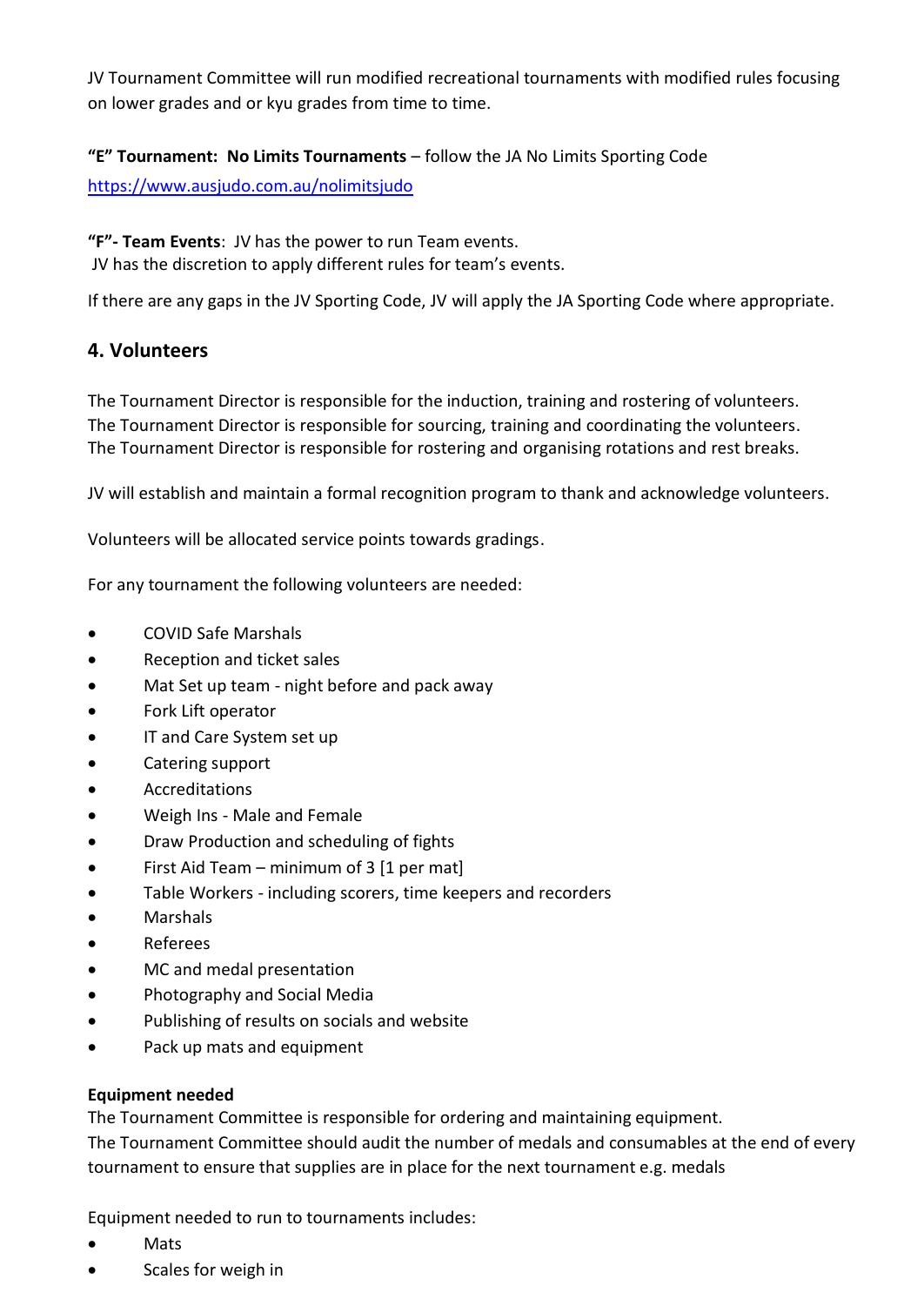JV Tournament Committee will run modified recreational tournaments with modified rules focusing on lower grades and or kyu grades from time to time.

**"E" Tournament: No Limits Tournaments** – follow the JA No Limits Sporting Code
https://www.ausjudo.com.au/nolimitsjudo

**"F"- Team Events**: JV has the power to run Team events.
JV has the discretion to apply different rules for team's events.

If there are any gaps in the JV Sporting Code, JV will apply the JA Sporting Code where appropriate.

## 4. Volunteers

The Tournament Director is responsible for the induction, training and rostering of volunteers.
The Tournament Director is responsible for sourcing, training and coordinating the volunteers.
The Tournament Director is responsible for rostering and organising rotations and rest breaks.

JV will establish and maintain a formal recognition program to thank and acknowledge volunteers.

Volunteers will be allocated service points towards gradings.

For any tournament the following volunteers are needed:

- COVID Safe Marshals
- Reception and ticket sales
- Mat Set up team - night before and pack away
- Fork Lift operator
- IT and Care System set up
- Catering support
- Accreditations
- Weigh Ins - Male and Female
- Draw Production and scheduling of fights
- First Aid Team – minimum of 3 [1 per mat]
- Table Workers - including scorers, time keepers and recorders
- Marshals
- Referees
- MC and medal presentation
- Photography and Social Media
- Publishing of results on socials and website
- Pack up mats and equipment

**Equipment needed**
The Tournament Committee is responsible for ordering and maintaining equipment.
The Tournament Committee should audit the number of medals and consumables at the end of every tournament to ensure that supplies are in place for the next tournament e.g. medals

Equipment needed to run to tournaments includes:

- Mats
- Scales for weigh in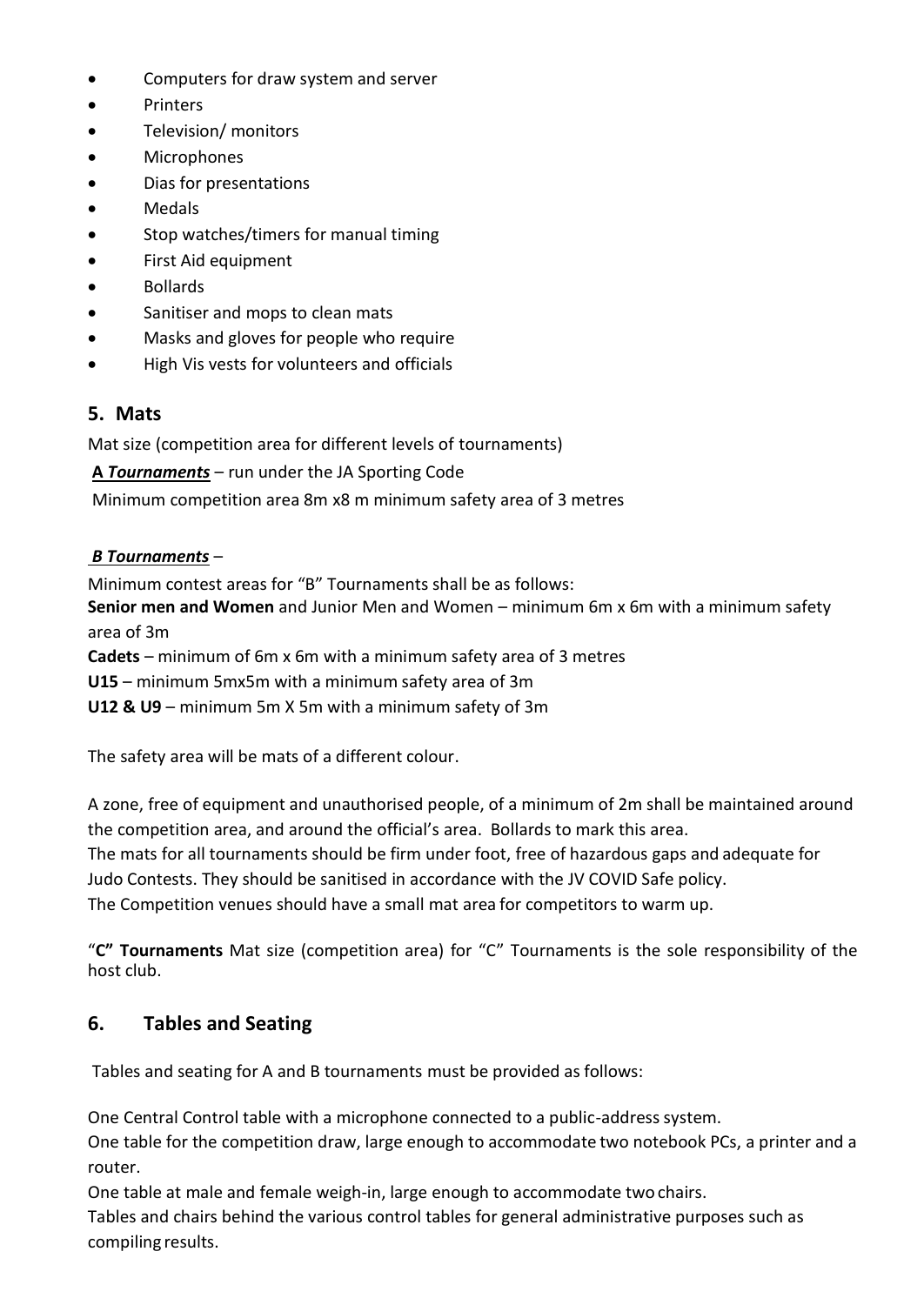- Computers for draw system and server
- Printers
- Television/ monitors
- Microphones
- Dias for presentations
- Medals
- Stop watches/timers for manual timing
- First Aid equipment
- Bollards
- Sanitiser and mops to clean mats
- Masks and gloves for people who require
- High Vis vests for volunteers and officials

## 5. Mats

Mat size (competition area for different levels of tournaments)

**A *Tournaments*** – run under the JA Sporting Code

Minimum competition area 8m x8 m minimum safety area of 3 metres

***B Tournaments*** –

Minimum contest areas for "B" Tournaments shall be as follows:

**Senior men and Women** and Junior Men and Women – minimum 6m x 6m with a minimum safety area of 3m

**Cadets** – minimum of 6m x 6m with a minimum safety area of 3 metres

**U15** – minimum 5mx5m with a minimum safety area of 3m

**U12 & U9** – minimum 5m X 5m with a minimum safety of 3m

The safety area will be mats of a different colour.

A zone, free of equipment and unauthorised people, of a minimum of 2m shall be maintained around the competition area, and around the official's area. Bollards to mark this area.

The mats for all tournaments should be firm under foot, free of hazardous gaps and adequate for Judo Contests. They should be sanitised in accordance with the JV COVID Safe policy.

The Competition venues should have a small mat area for competitors to warm up.

"**C" Tournaments** Mat size (competition area) for "C" Tournaments is the sole responsibility of the host club.

## 6. Tables and Seating

Tables and seating for A and B tournaments must be provided as follows:

One Central Control table with a microphone connected to a public-address system.

One table for the competition draw, large enough to accommodate two notebook PCs, a printer and a router.

One table at male and female weigh-in, large enough to accommodate two chairs.

Tables and chairs behind the various control tables for general administrative purposes such as compiling results.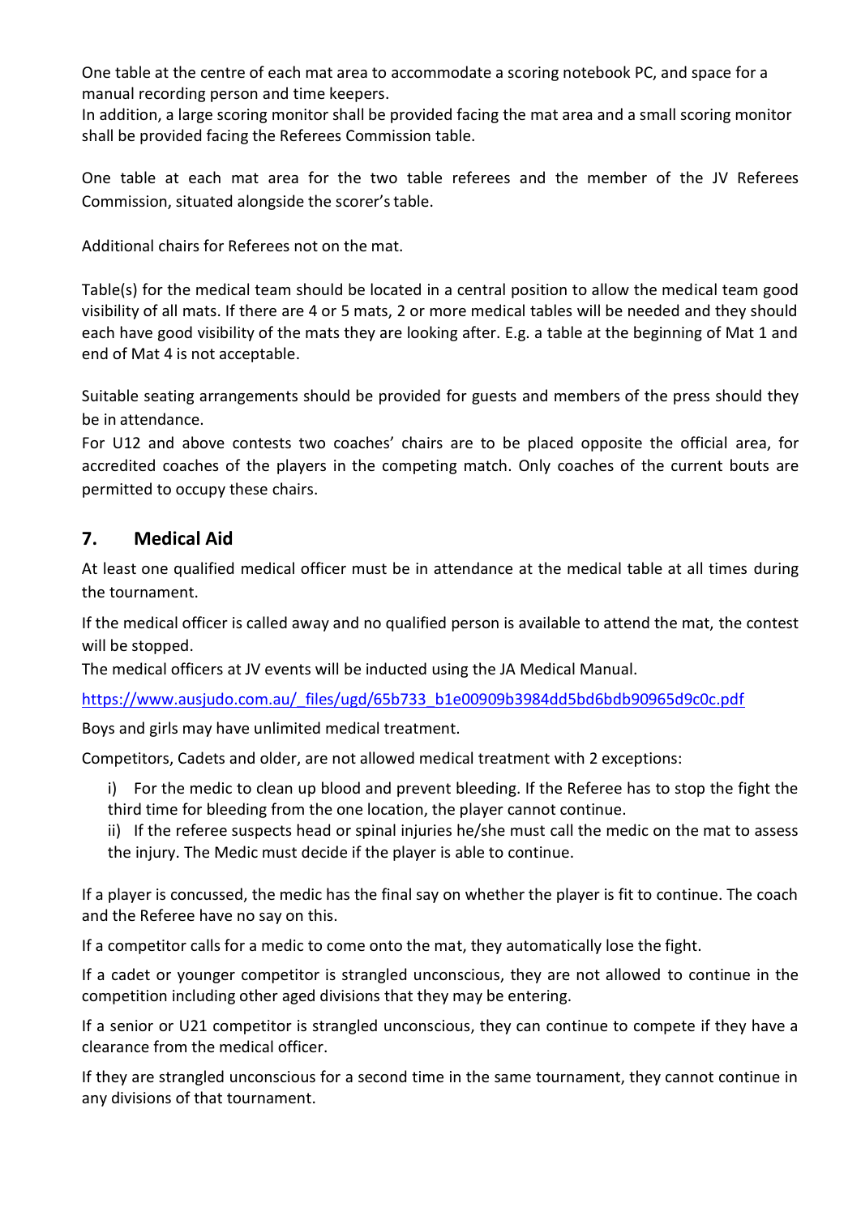One table at the centre of each mat area to accommodate a scoring notebook PC, and space for a manual recording person and time keepers.
In addition, a large scoring monitor shall be provided facing the mat area and a small scoring monitor shall be provided facing the Referees Commission table.

One table at each mat area for the two table referees and the member of the JV Referees Commission, situated alongside the scorer's table.

Additional chairs for Referees not on the mat.

Table(s) for the medical team should be located in a central position to allow the medical team good visibility of all mats. If there are 4 or 5 mats, 2 or more medical tables will be needed and they should each have good visibility of the mats they are looking after. E.g. a table at the beginning of Mat 1 and end of Mat 4 is not acceptable.

Suitable seating arrangements should be provided for guests and members of the press should they be in attendance.
For U12 and above contests two coaches' chairs are to be placed opposite the official area, for accredited coaches of the players in the competing match. Only coaches of the current bouts are permitted to occupy these chairs.

## 7. Medical Aid

At least one qualified medical officer must be in attendance at the medical table at all times during the tournament.

If the medical officer is called away and no qualified person is available to attend the mat, the contest will be stopped.
The medical officers at JV events will be inducted using the JA Medical Manual.

https://www.ausjudo.com.au/_files/ugd/65b733_b1e00909b3984dd5bd6bdb90965d9c0c.pdf

Boys and girls may have unlimited medical treatment.

Competitors, Cadets and older, are not allowed medical treatment with 2 exceptions:

i) For the medic to clean up blood and prevent bleeding. If the Referee has to stop the fight the third time for bleeding from the one location, the player cannot continue.
ii) If the referee suspects head or spinal injuries he/she must call the medic on the mat to assess the injury. The Medic must decide if the player is able to continue.

If a player is concussed, the medic has the final say on whether the player is fit to continue. The coach and the Referee have no say on this.

If a competitor calls for a medic to come onto the mat, they automatically lose the fight.

If a cadet or younger competitor is strangled unconscious, they are not allowed to continue in the competition including other aged divisions that they may be entering.

If a senior or U21 competitor is strangled unconscious, they can continue to compete if they have a clearance from the medical officer.

If they are strangled unconscious for a second time in the same tournament, they cannot continue in any divisions of that tournament.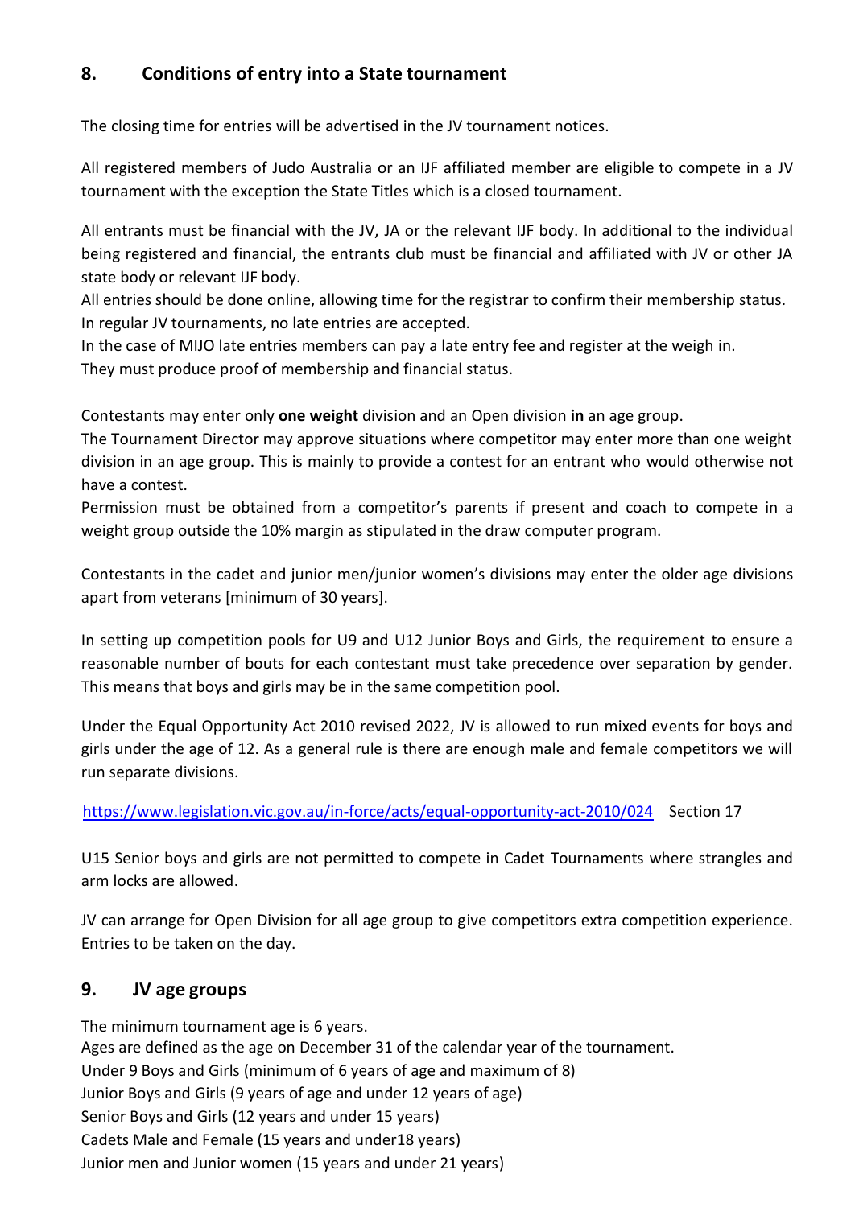## 8. Conditions of entry into a State tournament

The closing time for entries will be advertised in the JV tournament notices.

All registered members of Judo Australia or an IJF affiliated member are eligible to compete in a JV tournament with the exception the State Titles which is a closed tournament.

All entrants must be financial with the JV, JA or the relevant IJF body. In additional to the individual being registered and financial, the entrants club must be financial and affiliated with JV or other JA state body or relevant IJF body.
All entries should be done online, allowing time for the registrar to confirm their membership status.
In regular JV tournaments, no late entries are accepted.
In the case of MIJO late entries members can pay a late entry fee and register at the weigh in.
They must produce proof of membership and financial status.

Contestants may enter only **one weight** division and an Open division **in** an age group.
The Tournament Director may approve situations where competitor may enter more than one weight division in an age group. This is mainly to provide a contest for an entrant who would otherwise not have a contest.
Permission must be obtained from a competitor's parents if present and coach to compete in a weight group outside the 10% margin as stipulated in the draw computer program.

Contestants in the cadet and junior men/junior women's divisions may enter the older age divisions apart from veterans [minimum of 30 years].

In setting up competition pools for U9 and U12 Junior Boys and Girls, the requirement to ensure a reasonable number of bouts for each contestant must take precedence over separation by gender. This means that boys and girls may be in the same competition pool.

Under the Equal Opportunity Act 2010 revised 2022, JV is allowed to run mixed events for boys and girls under the age of 12. As a general rule is there are enough male and female competitors we will run separate divisions.

https://www.legislation.vic.gov.au/in-force/acts/equal-opportunity-act-2010/024 Section 17

U15 Senior boys and girls are not permitted to compete in Cadet Tournaments where strangles and arm locks are allowed.

JV can arrange for Open Division for all age group to give competitors extra competition experience. Entries to be taken on the day.

## 9. JV age groups

The minimum tournament age is 6 years.
Ages are defined as the age on December 31 of the calendar year of the tournament.
Under 9 Boys and Girls (minimum of 6 years of age and maximum of 8)
Junior Boys and Girls (9 years of age and under 12 years of age)
Senior Boys and Girls (12 years and under 15 years)
Cadets Male and Female (15 years and under18 years)
Junior men and Junior women (15 years and under 21 years)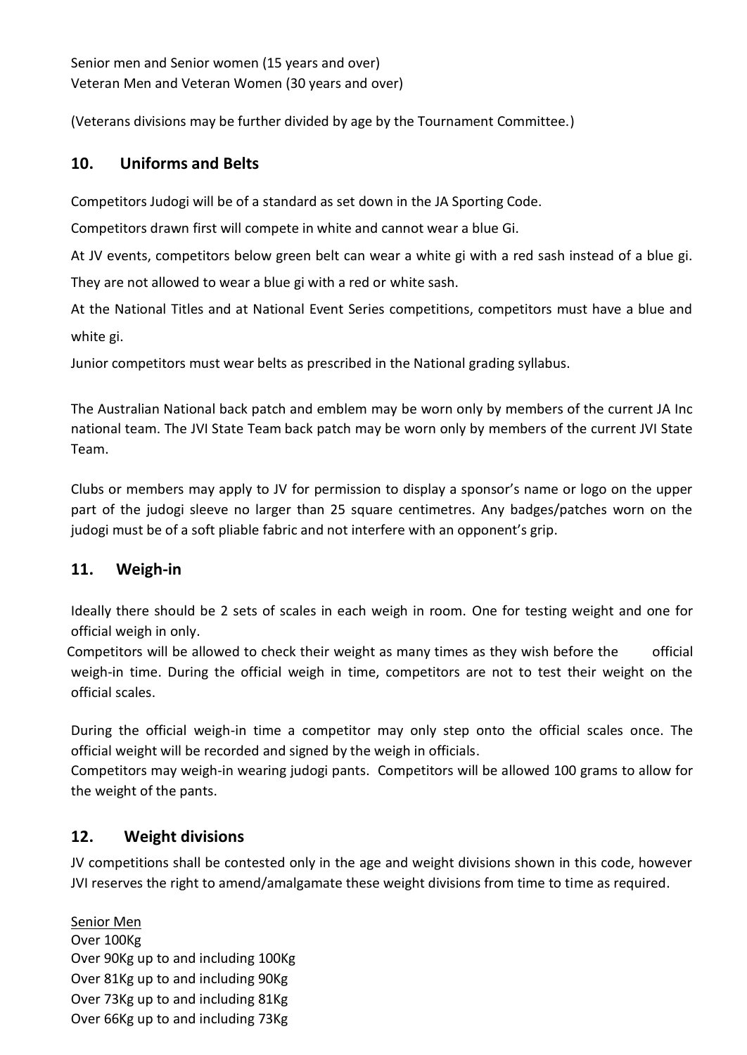Senior men and Senior women (15 years and over)
Veteran Men and Veteran Women (30 years and over)

(Veterans divisions may be further divided by age by the Tournament Committee.)

## 10. Uniforms and Belts

Competitors Judogi will be of a standard as set down in the JA Sporting Code.

Competitors drawn first will compete in white and cannot wear a blue Gi.

At JV events, competitors below green belt can wear a white gi with a red sash instead of a blue gi. They are not allowed to wear a blue gi with a red or white sash.

At the National Titles and at National Event Series competitions, competitors must have a blue and white gi.

Junior competitors must wear belts as prescribed in the National grading syllabus.

The Australian National back patch and emblem may be worn only by members of the current JA Inc national team. The JVI State Team back patch may be worn only by members of the current JVI State Team.

Clubs or members may apply to JV for permission to display a sponsor's name or logo on the upper part of the judogi sleeve no larger than 25 square centimetres. Any badges/patches worn on the judogi must be of a soft pliable fabric and not interfere with an opponent's grip.

## 11. Weigh-in

Ideally there should be 2 sets of scales in each weigh in room. One for testing weight and one for official weigh in only.

Competitors will be allowed to check their weight as many times as they wish before the official weigh-in time. During the official weigh in time, competitors are not to test their weight on the official scales.

During the official weigh-in time a competitor may only step onto the official scales once. The official weight will be recorded and signed by the weigh in officials.

Competitors may weigh-in wearing judogi pants. Competitors will be allowed 100 grams to allow for the weight of the pants.

## 12. Weight divisions

JV competitions shall be contested only in the age and weight divisions shown in this code, however JVI reserves the right to amend/amalgamate these weight divisions from time to time as required.

<u>Senior Men</u>
Over 100Kg
Over 90Kg up to and including 100Kg
Over 81Kg up to and including 90Kg
Over 73Kg up to and including 81Kg
Over 66Kg up to and including 73Kg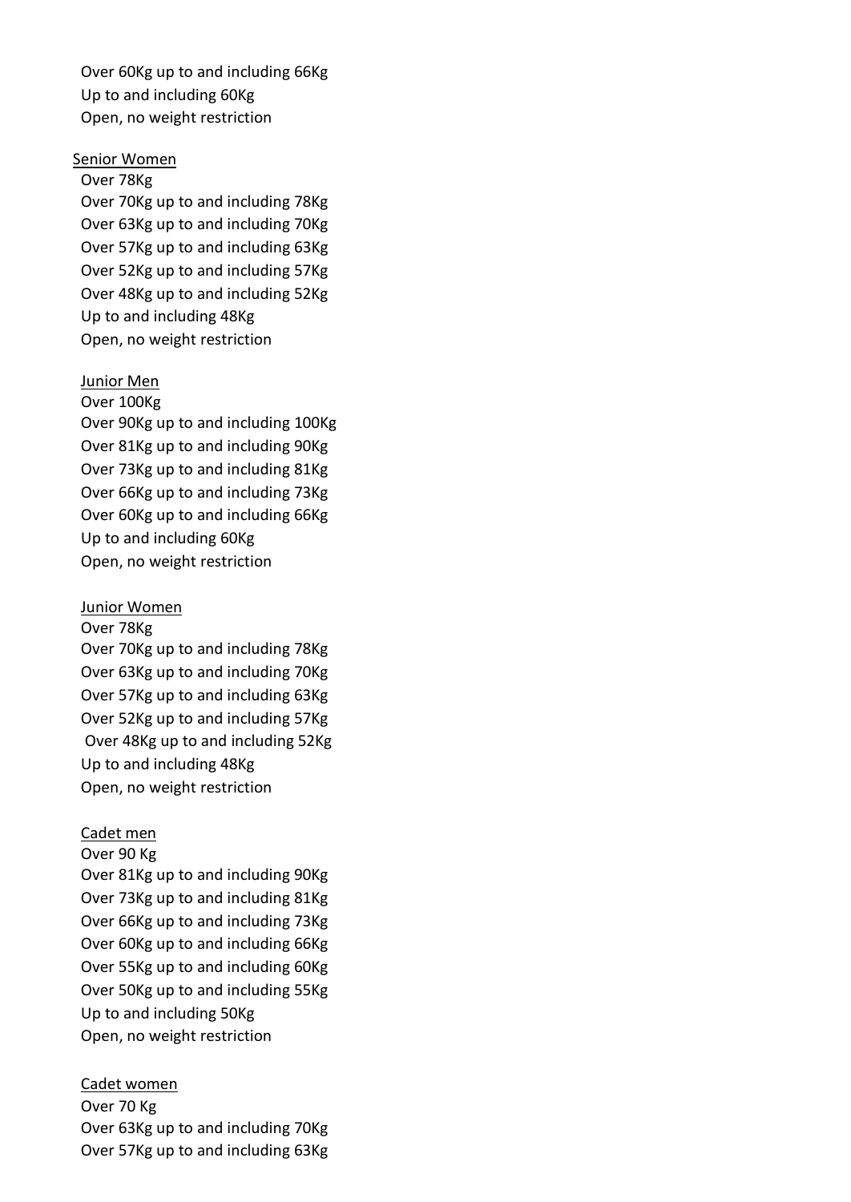Over 60Kg up to and including 66Kg
Up to and including 60Kg
Open, no weight restriction

<u>Senior Women</u>

Over 78Kg
Over 70Kg up to and including 78Kg
Over 63Kg up to and including 70Kg
Over 57Kg up to and including 63Kg
Over 52Kg up to and including 57Kg
Over 48Kg up to and including 52Kg
Up to and including 48Kg
Open, no weight restriction

<u>Junior Men</u>

Over 100Kg
Over 90Kg up to and including 100Kg
Over 81Kg up to and including 90Kg
Over 73Kg up to and including 81Kg
Over 66Kg up to and including 73Kg
Over 60Kg up to and including 66Kg
Up to and including 60Kg
Open, no weight restriction

<u>Junior Women</u>

Over 78Kg
Over 70Kg up to and including 78Kg
Over 63Kg up to and including 70Kg
Over 57Kg up to and including 63Kg
Over 52Kg up to and including 57Kg
Over 48Kg up to and including 52Kg
Up to and including 48Kg
Open, no weight restriction

<u>Cadet men</u>

Over 90 Kg
Over 81Kg up to and including 90Kg
Over 73Kg up to and including 81Kg
Over 66Kg up to and including 73Kg
Over 60Kg up to and including 66Kg
Over 55Kg up to and including 60Kg
Over 50Kg up to and including 55Kg
Up to and including 50Kg
Open, no weight restriction

<u>Cadet women</u>

Over 70 Kg
Over 63Kg up to and including 70Kg
Over 57Kg up to and including 63Kg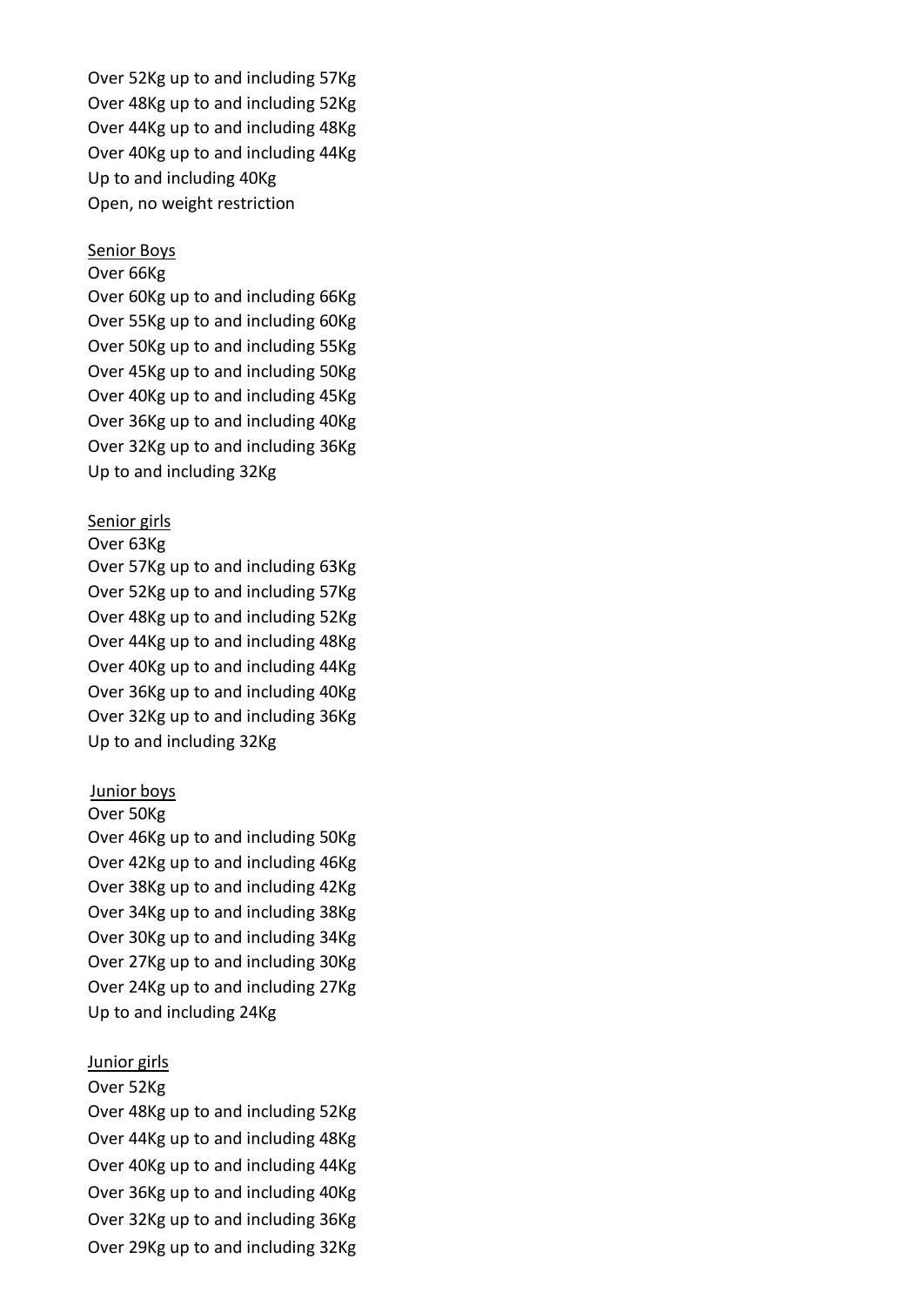Over 52Kg up to and including 57Kg
Over 48Kg up to and including 52Kg
Over 44Kg up to and including 48Kg
Over 40Kg up to and including 44Kg
Up to and including 40Kg
Open, no weight restriction

<u>Senior Boys</u>

Over 66Kg
Over 60Kg up to and including 66Kg
Over 55Kg up to and including 60Kg
Over 50Kg up to and including 55Kg
Over 45Kg up to and including 50Kg
Over 40Kg up to and including 45Kg
Over 36Kg up to and including 40Kg
Over 32Kg up to and including 36Kg
Up to and including 32Kg

<u>Senior girls</u>

Over 63Kg
Over 57Kg up to and including 63Kg
Over 52Kg up to and including 57Kg
Over 48Kg up to and including 52Kg
Over 44Kg up to and including 48Kg
Over 40Kg up to and including 44Kg
Over 36Kg up to and including 40Kg
Over 32Kg up to and including 36Kg
Up to and including 32Kg

<u>Junior boys</u>

Over 50Kg
Over 46Kg up to and including 50Kg
Over 42Kg up to and including 46Kg
Over 38Kg up to and including 42Kg
Over 34Kg up to and including 38Kg
Over 30Kg up to and including 34Kg
Over 27Kg up to and including 30Kg
Over 24Kg up to and including 27Kg
Up to and including 24Kg

<u>Junior girls</u>

Over 52Kg
Over 48Kg up to and including 52Kg
Over 44Kg up to and including 48Kg
Over 40Kg up to and including 44Kg
Over 36Kg up to and including 40Kg
Over 32Kg up to and including 36Kg
Over 29Kg up to and including 32Kg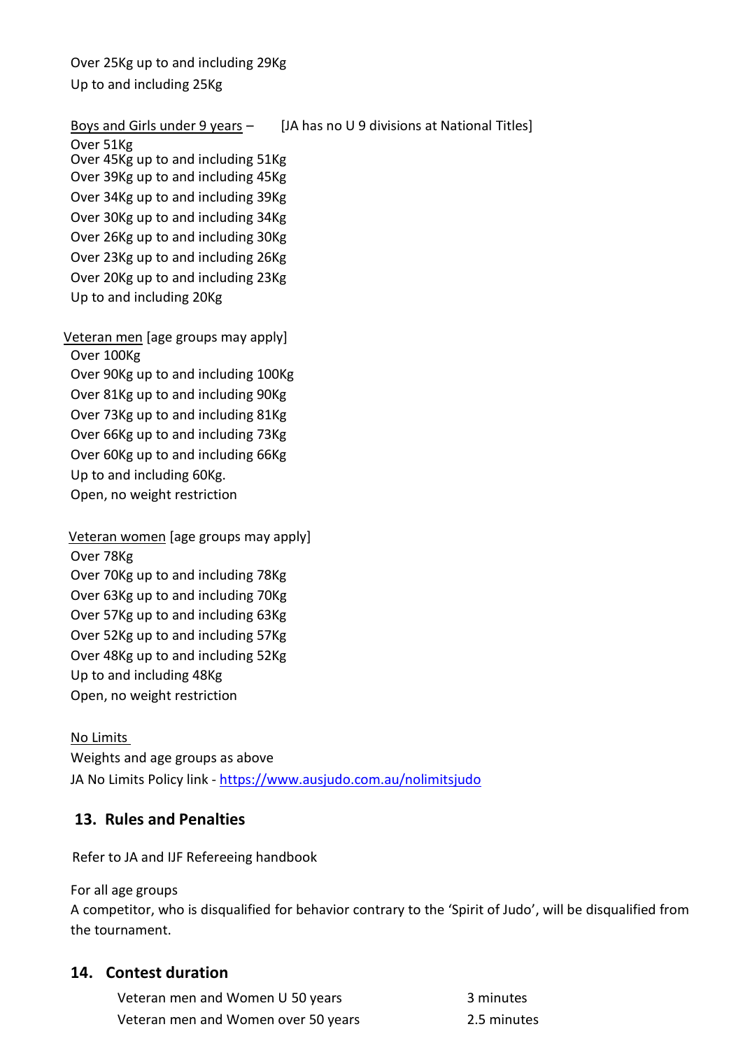Over 25Kg up to and including 29Kg

Up to and including 25Kg

Boys and Girls under 9 years – [JA has no U 9 divisions at National Titles]

Over 51Kg
Over 45Kg up to and including 51Kg
Over 39Kg up to and including 45Kg
Over 34Kg up to and including 39Kg
Over 30Kg up to and including 34Kg
Over 26Kg up to and including 30Kg
Over 23Kg up to and including 26Kg
Over 20Kg up to and including 23Kg
Up to and including 20Kg

Veteran men [age groups may apply]

Over 100Kg
Over 90Kg up to and including 100Kg
Over 81Kg up to and including 90Kg
Over 73Kg up to and including 81Kg
Over 66Kg up to and including 73Kg
Over 60Kg up to and including 66Kg
Up to and including 60Kg.
Open, no weight restriction

Veteran women [age groups may apply]

Over 78Kg
Over 70Kg up to and including 78Kg
Over 63Kg up to and including 70Kg
Over 57Kg up to and including 63Kg
Over 52Kg up to and including 57Kg
Over 48Kg up to and including 52Kg
Up to and including 48Kg
Open, no weight restriction

No Limits

Weights and age groups as above
JA No Limits Policy link - https://www.ausjudo.com.au/nolimitsjudo

## 13. Rules and Penalties

Refer to JA and IJF Refereeing handbook

For all age groups
A competitor, who is disqualified for behavior contrary to the 'Spirit of Judo', will be disqualified from the tournament.

## 14. Contest duration

| | |
|---|---|
| Veteran men and Women U 50 years | 3 minutes |
| Veteran men and Women over 50 years | 2.5 minutes |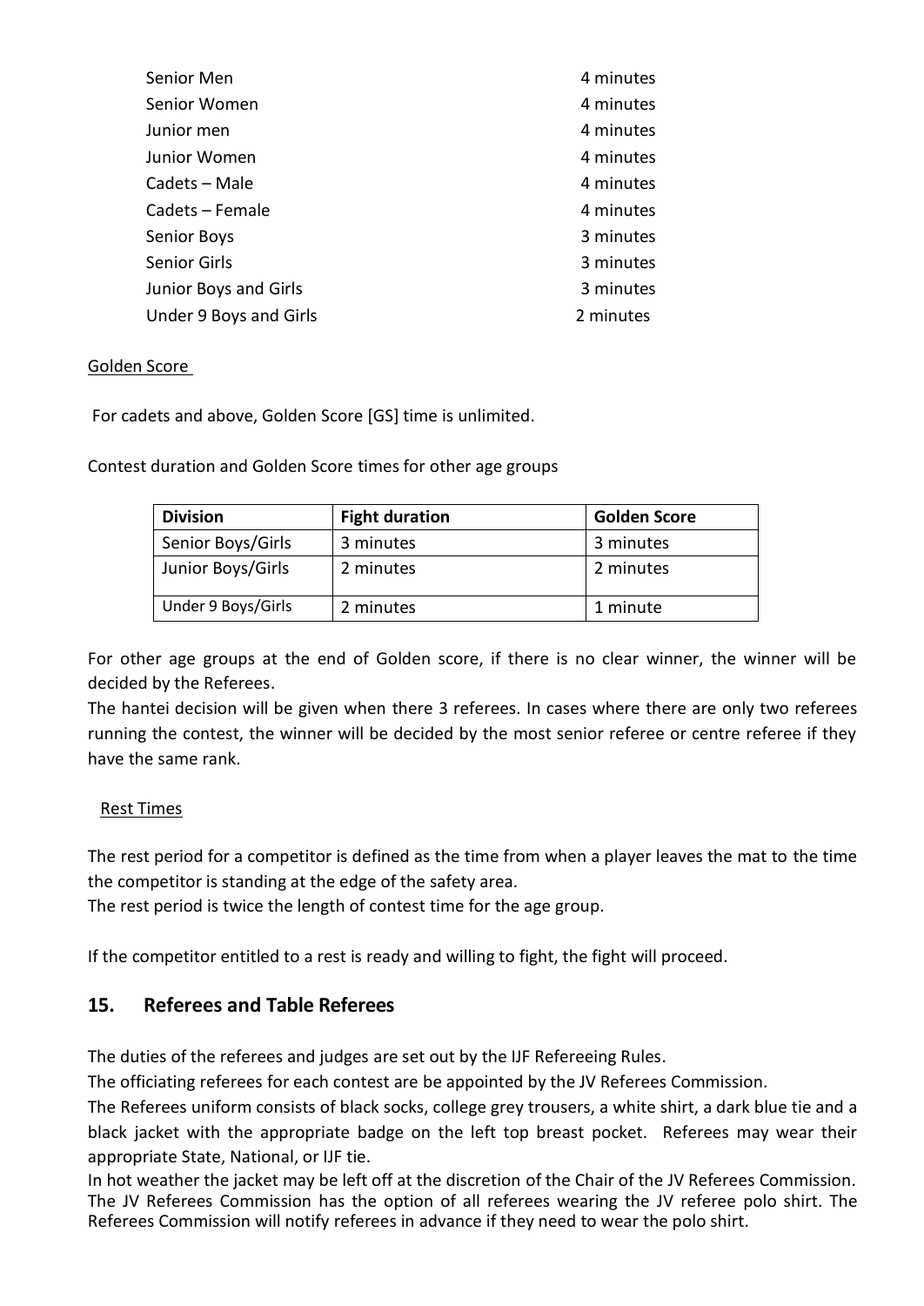| | |
|---|---|
| Senior Men | 4 minutes |
| Senior Women | 4 minutes |
| Junior men | 4 minutes |
| Junior Women | 4 minutes |
| Cadets – Male | 4 minutes |
| Cadets – Female | 4 minutes |
| Senior Boys | 3 minutes |
| Senior Girls | 3 minutes |
| Junior Boys and Girls | 3 minutes |
| Under 9 Boys and Girls | 2 minutes |

Golden Score

For cadets and above, Golden Score [GS] time is unlimited.

Contest duration and Golden Score times for other age groups

| Division | Fight duration | Golden Score |
|---|---|---|
| Senior Boys/Girls | 3 minutes | 3 minutes |
| Junior Boys/Girls | 2 minutes | 2 minutes |
| Under 9 Boys/Girls | 2 minutes | 1 minute |

For other age groups at the end of Golden score, if there is no clear winner, the winner will be decided by the Referees.

The hantei decision will be given when there 3 referees. In cases where there are only two referees running the contest, the winner will be decided by the most senior referee or centre referee if they have the same rank.

Rest Times

The rest period for a competitor is defined as the time from when a player leaves the mat to the time the competitor is standing at the edge of the safety area.

The rest period is twice the length of contest time for the age group.

If the competitor entitled to a rest is ready and willing to fight, the fight will proceed.

## 15. Referees and Table Referees

The duties of the referees and judges are set out by the IJF Refereeing Rules.

The officiating referees for each contest are be appointed by the JV Referees Commission.

The Referees uniform consists of black socks, college grey trousers, a white shirt, a dark blue tie and a black jacket with the appropriate badge on the left top breast pocket. Referees may wear their appropriate State, National, or IJF tie.

In hot weather the jacket may be left off at the discretion of the Chair of the JV Referees Commission. The JV Referees Commission has the option of all referees wearing the JV referee polo shirt. The Referees Commission will notify referees in advance if they need to wear the polo shirt.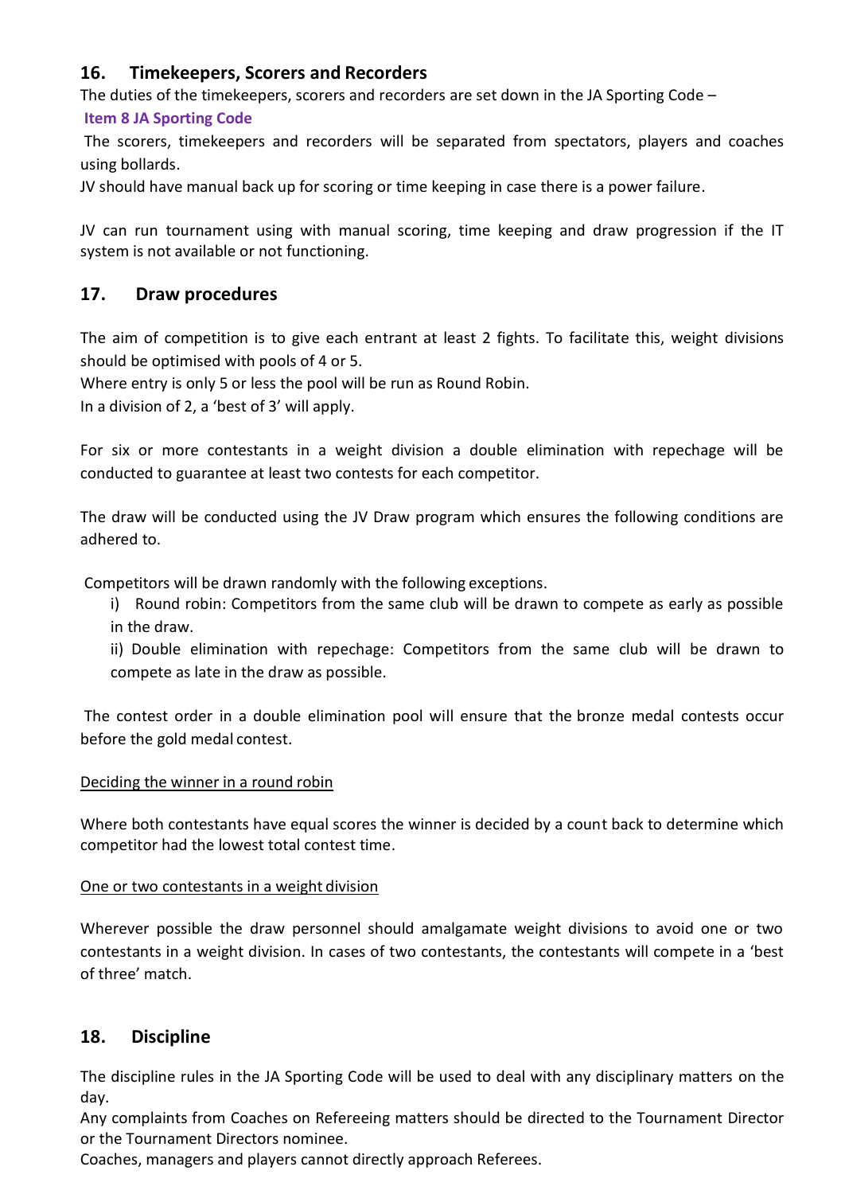## 16. Timekeepers, Scorers and Recorders

The duties of the timekeepers, scorers and recorders are set down in the JA Sporting Code –

**Item 8 JA Sporting Code**

The scorers, timekeepers and recorders will be separated from spectators, players and coaches using bollards.

JV should have manual back up for scoring or time keeping in case there is a power failure.

JV can run tournament using with manual scoring, time keeping and draw progression if the IT system is not available or not functioning.

## 17. Draw procedures

The aim of competition is to give each entrant at least 2 fights. To facilitate this, weight divisions should be optimised with pools of 4 or 5.

Where entry is only 5 or less the pool will be run as Round Robin.

In a division of 2, a 'best of 3' will apply.

For six or more contestants in a weight division a double elimination with repechage will be conducted to guarantee at least two contests for each competitor.

The draw will be conducted using the JV Draw program which ensures the following conditions are adhered to.

Competitors will be drawn randomly with the following exceptions.

i) Round robin: Competitors from the same club will be drawn to compete as early as possible in the draw.

ii) Double elimination with repechage: Competitors from the same club will be drawn to compete as late in the draw as possible.

The contest order in a double elimination pool will ensure that the bronze medal contests occur before the gold medal contest.

<u>Deciding the winner in a round robin</u>

Where both contestants have equal scores the winner is decided by a count back to determine which competitor had the lowest total contest time.

<u>One or two contestants in a weight division</u>

Wherever possible the draw personnel should amalgamate weight divisions to avoid one or two contestants in a weight division. In cases of two contestants, the contestants will compete in a 'best of three' match.

## 18. Discipline

The discipline rules in the JA Sporting Code will be used to deal with any disciplinary matters on the day.

Any complaints from Coaches on Refereeing matters should be directed to the Tournament Director or the Tournament Directors nominee.

Coaches, managers and players cannot directly approach Referees.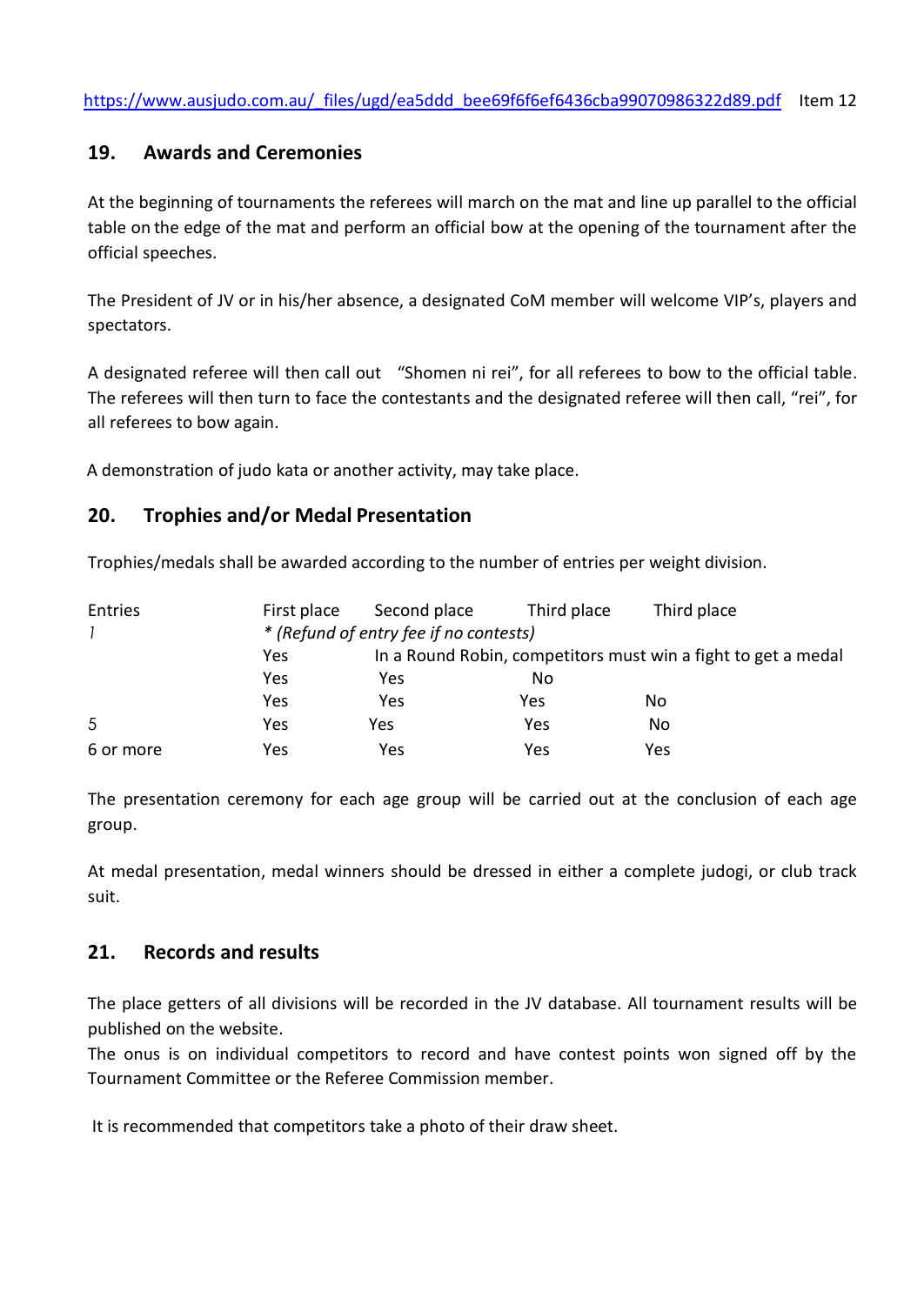https://www.ausjudo.com.au/_files/ugd/ea5ddd_bee69f6f6ef6436cba99070986322d89.pdf Item 12

## 19. Awards and Ceremonies

At the beginning of tournaments the referees will march on the mat and line up parallel to the official table on the edge of the mat and perform an official bow at the opening of the tournament after the official speeches.

The President of JV or in his/her absence, a designated CoM member will welcome VIP's, players and spectators.

A designated referee will then call out "Shomen ni rei", for all referees to bow to the official table. The referees will then turn to face the contestants and the designated referee will then call, "rei", for all referees to bow again.

A demonstration of judo kata or another activity, may take place.

## 20. Trophies and/or Medal Presentation

Trophies/medals shall be awarded according to the number of entries per weight division.

| Entries | First place | Second place | Third place | Third place |
|---|---|---|---|---|
| *1* | *\* (Refund of entry fee if no contests)* | | | |
| | Yes | In a Round Robin, competitors must win a fight to get a medal | | |
| | Yes | Yes | No | |
| | Yes | Yes | Yes | No |
| 5 | Yes | Yes | Yes | No |
| 6 or more | Yes | Yes | Yes | Yes |

The presentation ceremony for each age group will be carried out at the conclusion of each age group.

At medal presentation, medal winners should be dressed in either a complete judogi, or club track suit.

## 21. Records and results

The place getters of all divisions will be recorded in the JV database. All tournament results will be published on the website.

The onus is on individual competitors to record and have contest points won signed off by the Tournament Committee or the Referee Commission member.

It is recommended that competitors take a photo of their draw sheet.